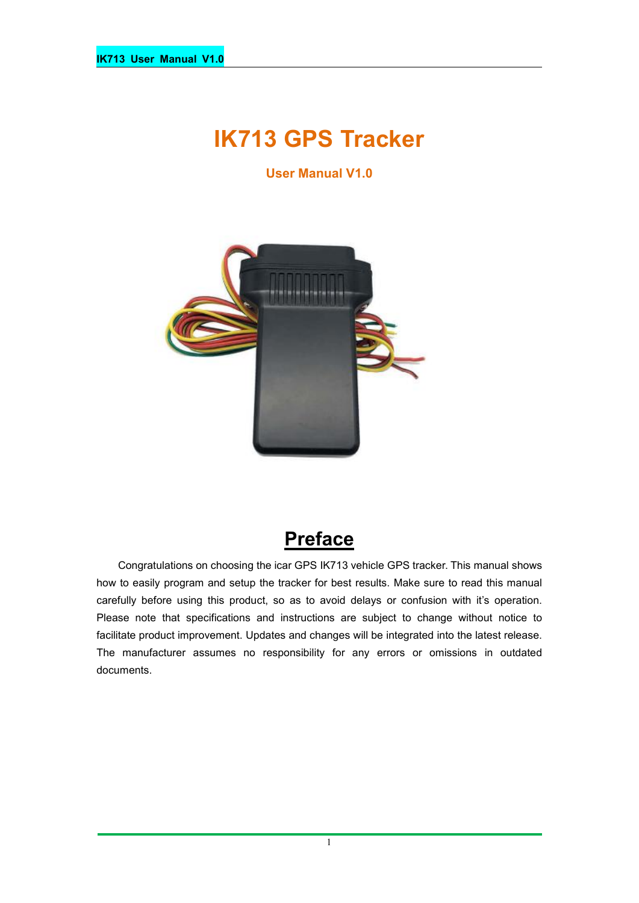# IK713 GPS Tracker

**User Manual V1.0**

## Preface

Congratulations on choosing the icar GPS IK713 vehicle GPS tracker. This manual shows how to easily program and setup the tracker for best results. Make sure to read this manual carefully before using this product, so as to avoid delays or confusion with it's operation. Please note that specifications and instructions are subject to change without notice to facilitate product improvement. Updates and changes will be integrated into the latest release. The manufacturer assumes no responsibility for any errors or omissions in outdated documents.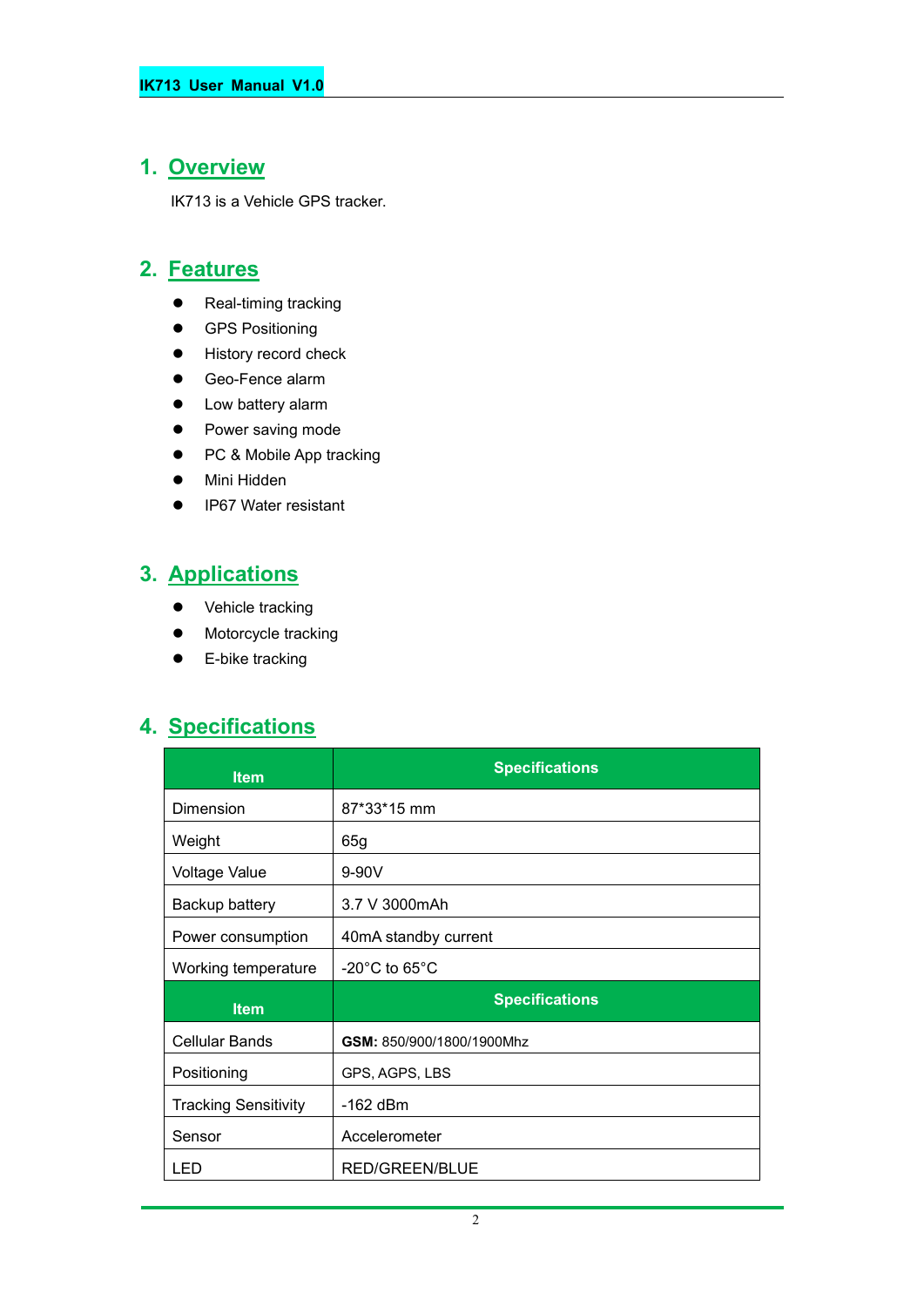## 1. Overview

IK713 is a Vehicle GPS tracker.

## 2. Features

- Real-timing tracking
- GPS Positioning
- History record check
- Geo-Fence alarm
- Low battery alarm
- Power saving mode
- PC & Mobile App tracking
- Mini Hidden
- IP67 Water resistant

## 3. Applications

- Vehicle tracking
- Motorcycle tracking
- E-bike tracking

## 4. Specifications

| Item | Specifications |
| --- | --- |
| Dimension | 87*33*15 mm |
| Weight | 65g |
| Voltage Value | 9-90V |
| Backup battery | 3.7 V 3000mAh |
| Power consumption | 40mA standby current |
| Working temperature | -20°C to 65°C |
| **Item** | **Specifications** |
| Cellular Bands | **GSM:** 850/900/1800/1900Mhz |
| Positioning | GPS, AGPS, LBS |
| Tracking Sensitivity | -162 dBm |
| Sensor | Accelerometer |
| LED | RED/GREEN/BLUE |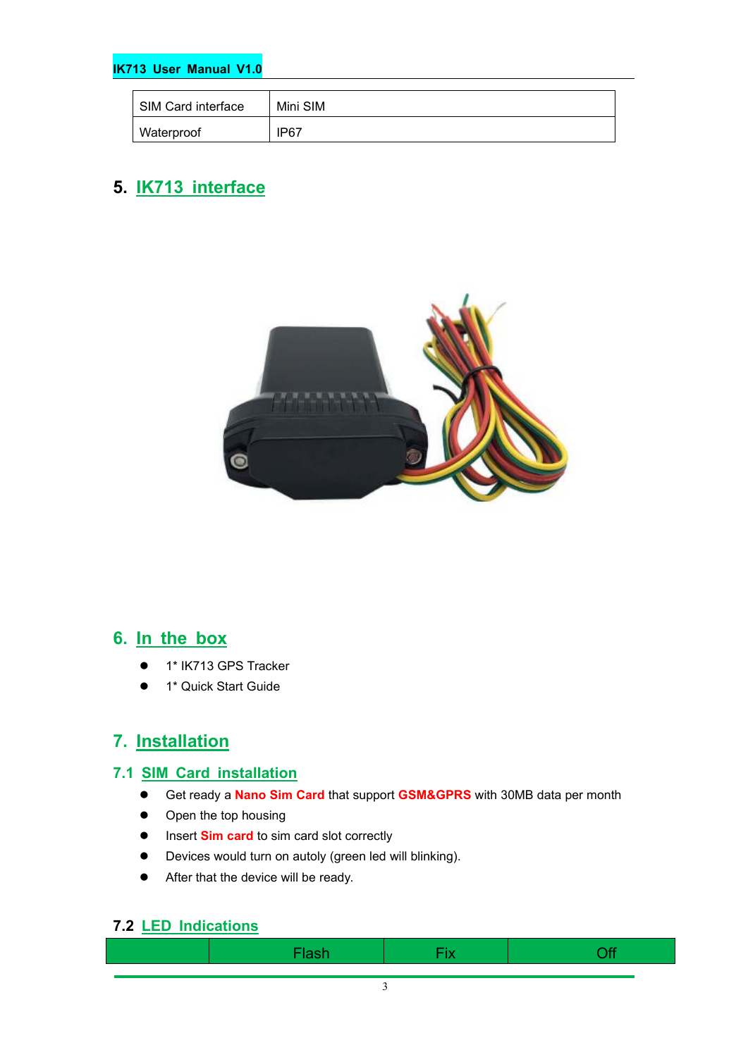| SIM Card interface | Mini SIM |
| --- | --- |
| Waterproof | IP67 |

## 5. IK713 interface

## 6. In the box

- 1* IK713 GPS Tracker
- 1* Quick Start Guide

## 7. Installation

### 7.1 SIM Card installation

- Get ready a **Nano Sim Card** that support **GSM&GPRS** with 30MB data per month
- Open the top housing
- Insert **Sim card** to sim card slot correctly
- Devices would turn on autoly (green led will blinking).
- After that the device will be ready.

### 7.2 LED Indications

| | Flash | Fix | Off |
| --- | --- | --- | --- |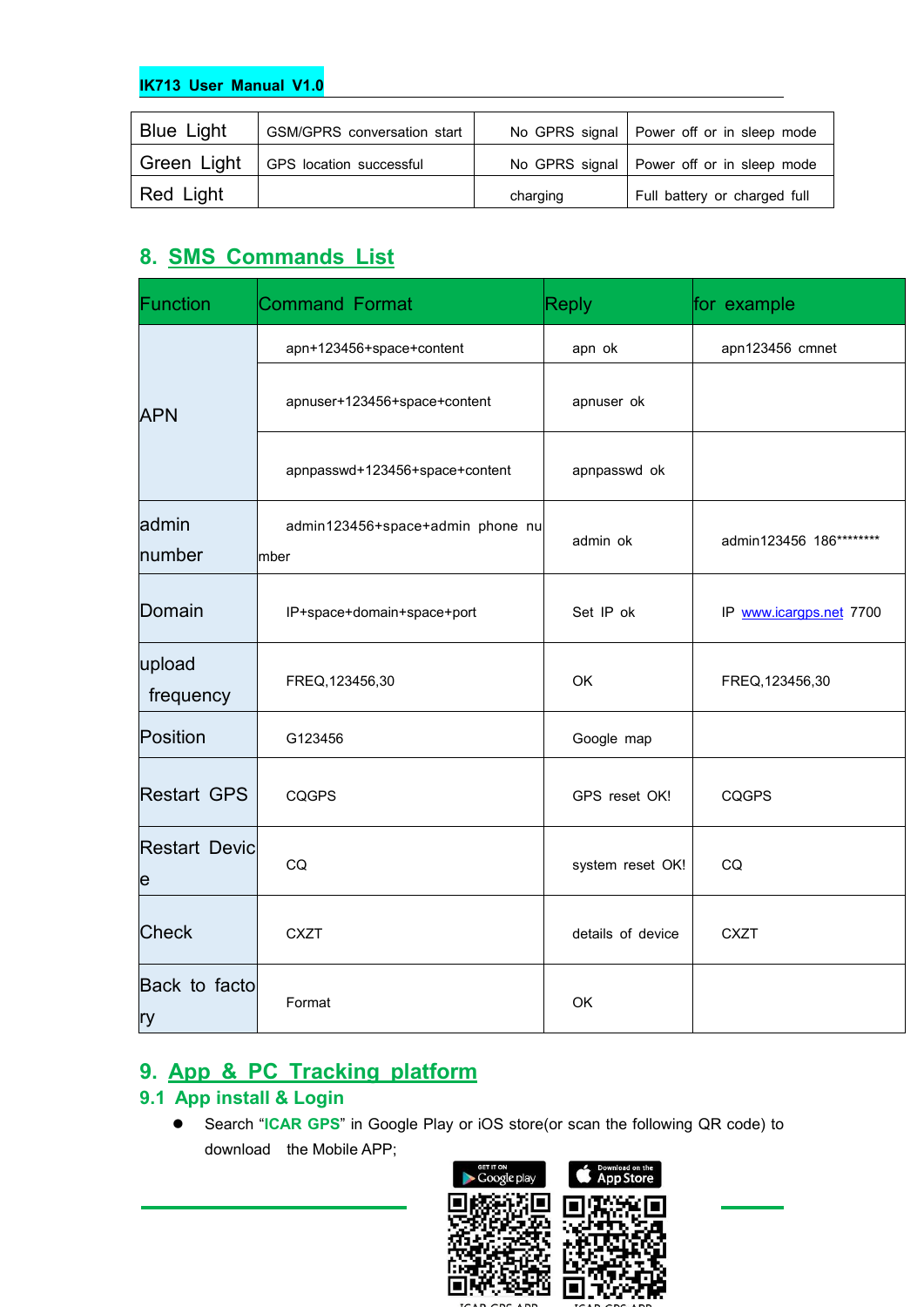| Blue Light | GSM/GPRS conversation start | No GPRS signal | Power off or in sleep mode |
|---|---|---|---|
| Green Light | GPS location successful | No GPRS signal | Power off or in sleep mode |
| Red Light | | charging | Full battery or charged full |

## 8. SMS Commands List

| Function | Command Format | Reply | for example |
|---|---|---|---|
| APN | apn+123456+space+content | apn ok | apn123456 cmnet |
| | apnuser+123456+space+content | apnuser ok | |
| | apnpasswd+123456+space+content | apnpasswd ok | |
| admin number | admin123456+space+admin phone number | admin ok | admin123456 186******** |
| Domain | IP+space+domain+space+port | Set IP ok | IP www.icargps.net 7700 |
| upload frequency | FREQ,123456,30 | OK | FREQ,123456,30 |
| Position | G123456 | Google map | |
| Restart GPS | CQGPS | GPS reset OK! | CQGPS |
| Restart Device | CQ | system reset OK! | CQ |
| Check | CXZT | details of device | CXZT |
| Back to factory | Format | OK | |

## 9. App & PC Tracking platform

### 9.1 App install & Login

- Search "**ICAR GPS**" in Google Play or iOS store(or scan the following QR code) to download the Mobile APP;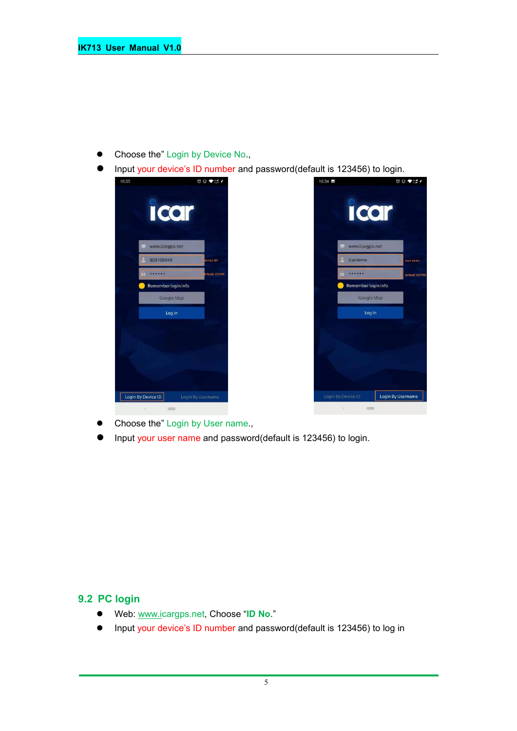- Choose the" Login by Device No.,
- Input your device's ID number and password(default is 123456) to login.

- Choose the" Login by User name.,
- Input your user name and password(default is 123456) to login.

## 9.2 PC login

- Web: www.icargps.net, Choose "**ID No.**"
- Input your device's ID number and password(default is 123456) to log in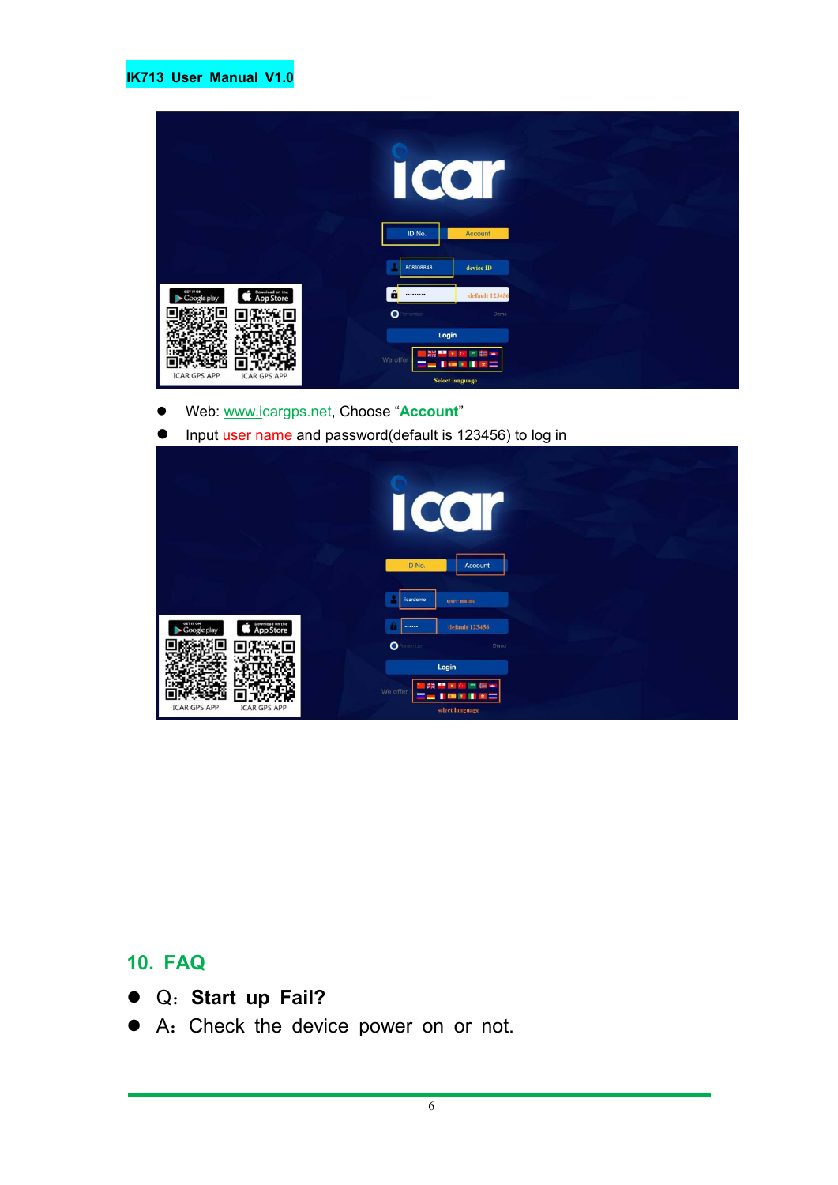- Web: www.icargps.net, Choose “**Account**”
- Input user name and password(default is 123456) to log in

## 10. FAQ

- Q：**Start up Fail?**
- A：Check the device power on or not.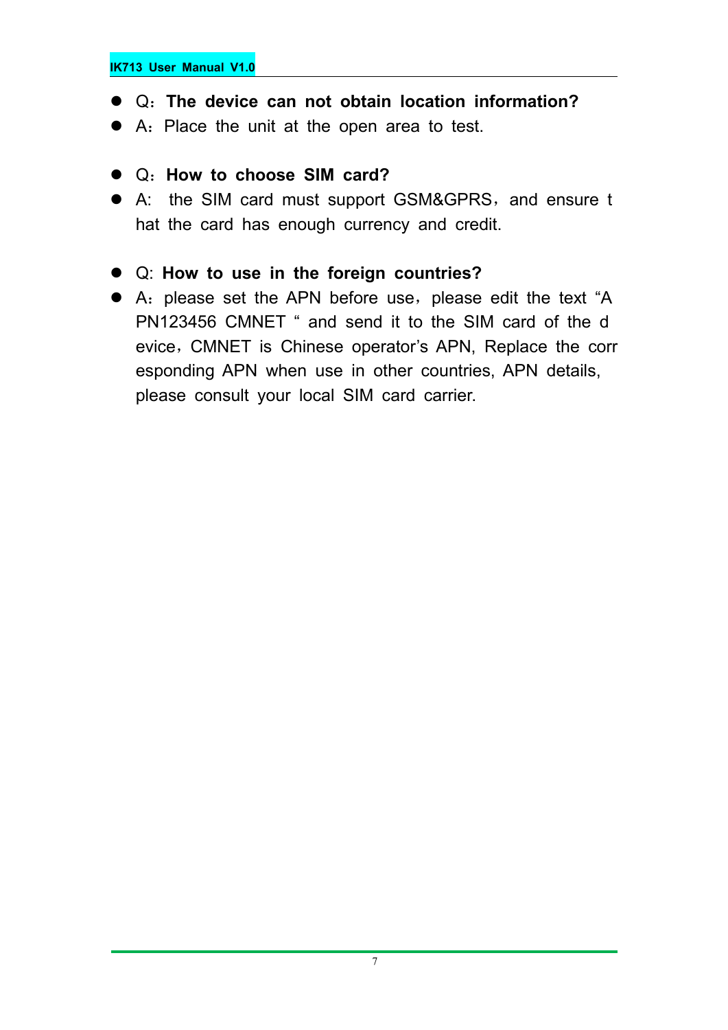- Q：**The device can not obtain location information?**
- A：Place the unit at the open area to test.

- Q：**How to choose SIM card?**
- A: the SIM card must support GSM&GPRS，and ensure that the card has enough currency and credit.

- Q: **How to use in the foreign countries?**
- A：please set the APN before use，please edit the text "APN123456 CMNET " and send it to the SIM card of the device，CMNET is Chinese operator's APN, Replace the corresponding APN when use in other countries, APN details, please consult your local SIM card carrier.